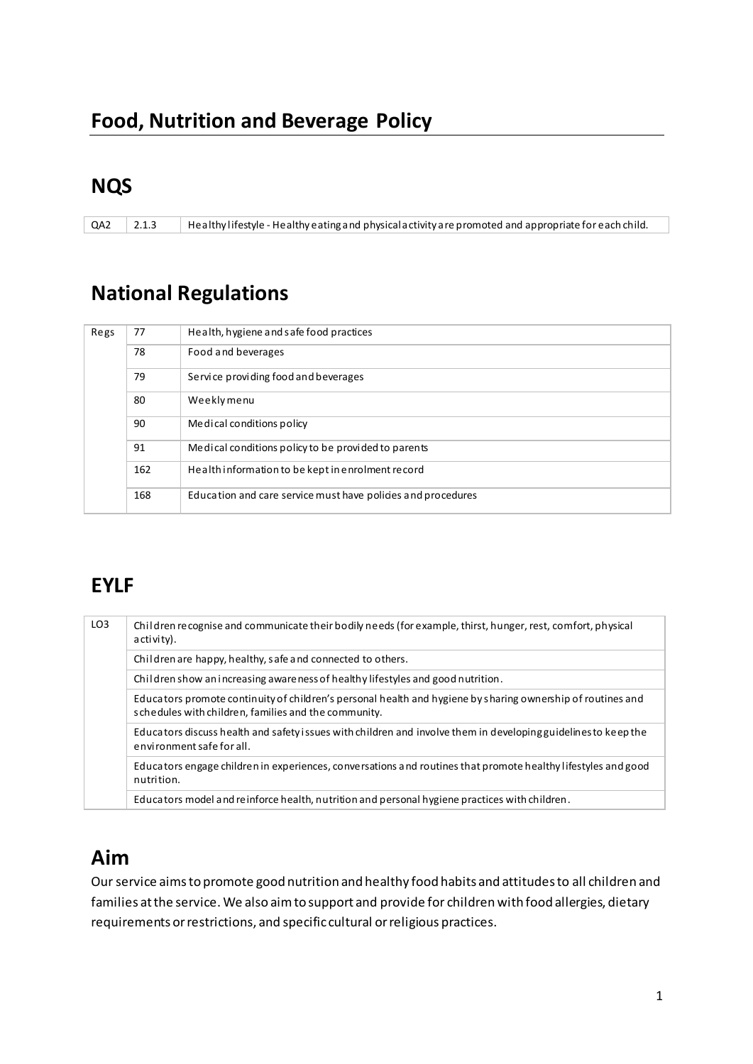# Food, Nutrition and Beverage Policy

## NQS

| QA2 | 2.1.3 | Healthy lifestyle - Healthy eating and physical activity are promoted and appropriate for each child. |
|---|---|---|

## National Regulations

| Regs | 77 | Health, hygiene and safe food practices |
|---|---|---|
| | 78 | Food and beverages |
| | 79 | Service providing food and beverages |
| | 80 | Weekly menu |
| | 90 | Medical conditions policy |
| | 91 | Medical conditions policy to be provided to parents |
| | 162 | Health information to be kept in enrolment record |
| | 168 | Education and care service must have policies and procedures |

## EYLF

| LO3 | Children recognise and communicate their bodily needs (for example, thirst, hunger, rest, comfort, physical activity). |
|---|---|
| | Children are happy, healthy, safe and connected to others. |
| | Children show an increasing awareness of healthy lifestyles and good nutrition. |
| | Educators promote continuity of children's personal health and hygiene by sharing ownership of routines and schedules with children, families and the community. |
| | Educators discuss health and safety issues with children and involve them in developing guidelines to keep the environment safe for all. |
| | Educators engage children in experiences, conversations and routines that promote healthy lifestyles and good nutrition. |
| | Educators model and reinforce health, nutrition and personal hygiene practices with children. |

## Aim

Our service aims to promote good nutrition and healthy food habits and attitudes to all children and families at the service. We also aim to support and provide for children with food allergies, dietary requirements or restrictions, and specific cultural or religious practices.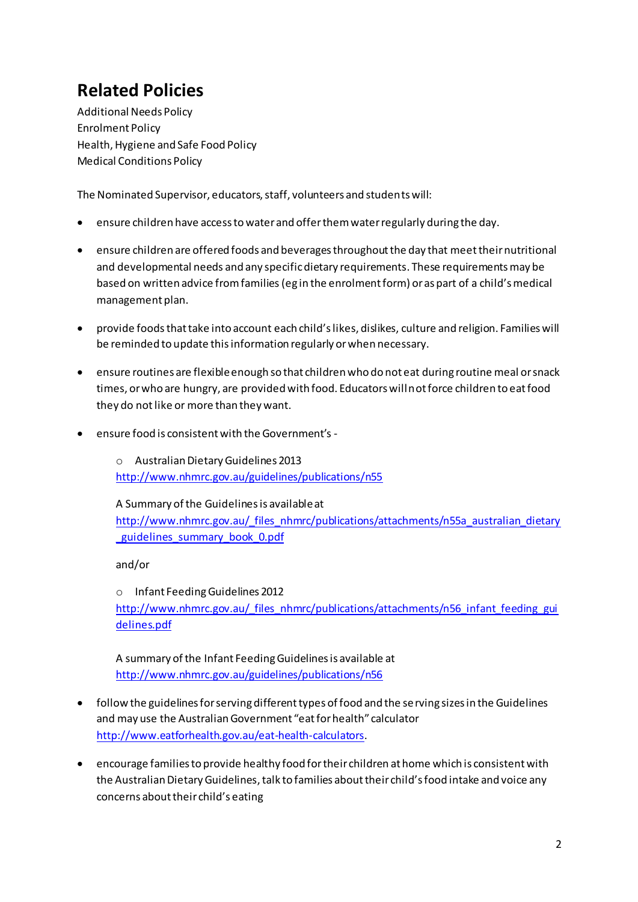## Related Policies

Additional Needs Policy
Enrolment Policy
Health, Hygiene and Safe Food Policy
Medical Conditions Policy

The Nominated Supervisor, educators, staff, volunteers and students will:

- ensure children have access to water and offer them water regularly during the day.

- ensure children are offered foods and beverages throughout the day that meet their nutritional and developmental needs and any specific dietary requirements. These requirements may be based on written advice from families (eg in the enrolment form) or as part of a child's medical management plan.

- provide foods that take into account each child's likes, dislikes, culture and religion. Families will be reminded to update this information regularly or when necessary.

- ensure routines are flexible enough so that children who do not eat during routine meal or snack times, or who are hungry, are provided with food. Educators will not force children to eat food they do not like or more than they want.

- ensure food is consistent with the Government's -

  - Australian Dietary Guidelines 2013
    http://www.nhmrc.gov.au/guidelines/publications/n55

    A Summary of the Guidelines is available at
    http://www.nhmrc.gov.au/_files_nhmrc/publications/attachments/n55a_australian_dietary_guidelines_summary_book_0.pdf

    and/or

  - Infant Feeding Guidelines 2012
    http://www.nhmrc.gov.au/_files_nhmrc/publications/attachments/n56_infant_feeding_guidelines.pdf

    A summary of the Infant Feeding Guidelines is available at
    http://www.nhmrc.gov.au/guidelines/publications/n56

- follow the guidelines for serving different types of food and the serving sizes in the Guidelines and may use the Australian Government "eat for health" calculator http://www.eatforhealth.gov.au/eat-health-calculators.

- encourage families to provide healthy food for their children at home which is consistent with the Australian Dietary Guidelines, talk to families about their child's food intake and voice any concerns about their child's eating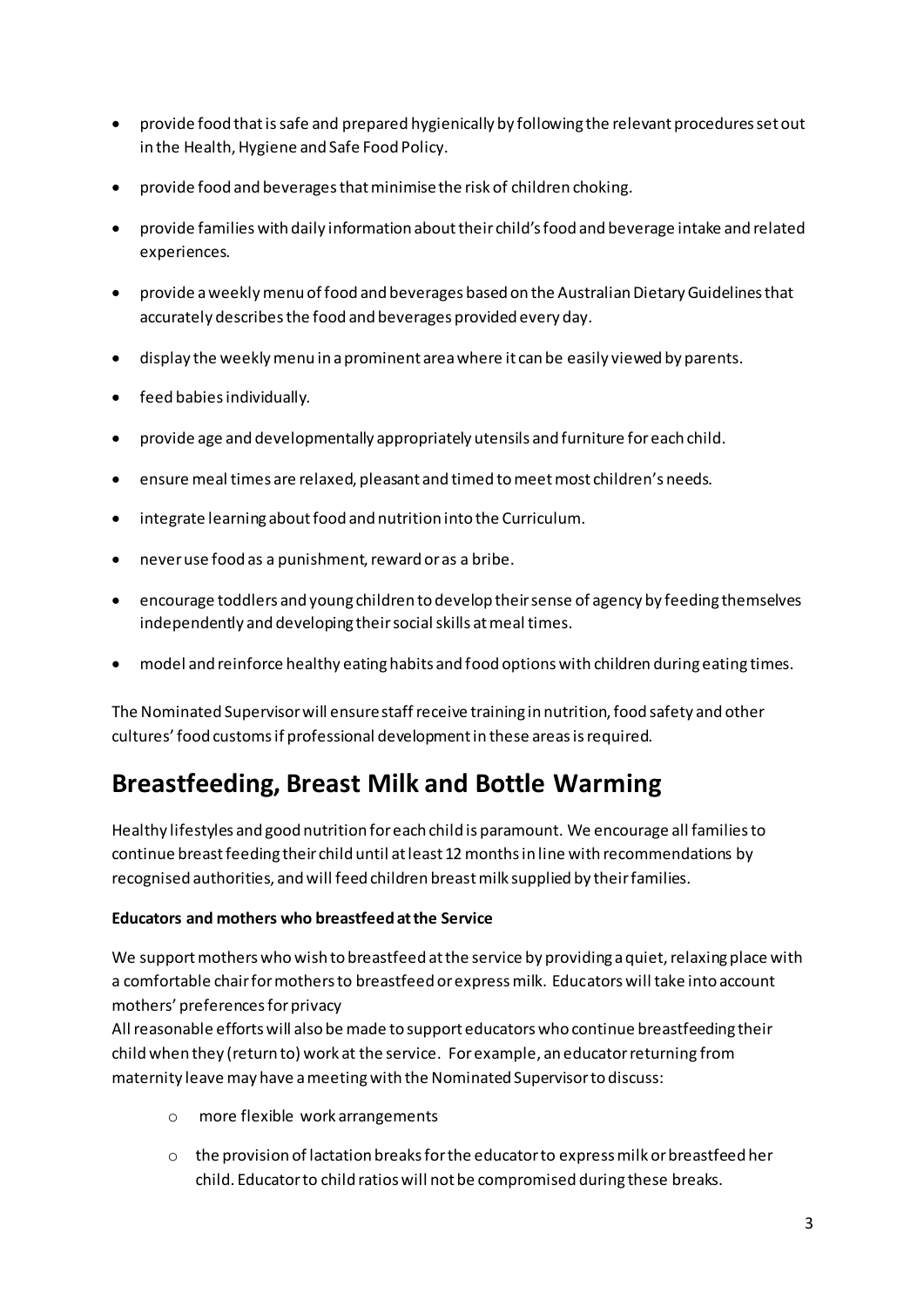- provide food that is safe and prepared hygienically by following the relevant procedures set out in the Health, Hygiene and Safe Food Policy.
- provide food and beverages that minimise the risk of children choking.
- provide families with daily information about their child's food and beverage intake and related experiences.
- provide a weekly menu of food and beverages based on the Australian Dietary Guidelines that accurately describes the food and beverages provided every day.
- display the weekly menu in a prominent area where it can be easily viewed by parents.
- feed babies individually.
- provide age and developmentally appropriately utensils and furniture for each child.
- ensure meal times are relaxed, pleasant and timed to meet most children's needs.
- integrate learning about food and nutrition into the Curriculum.
- never use food as a punishment, reward or as a bribe.
- encourage toddlers and young children to develop their sense of agency by feeding themselves independently and developing their social skills at meal times.
- model and reinforce healthy eating habits and food options with children during eating times.

The Nominated Supervisor will ensure staff receive training in nutrition, food safety and other cultures' food customs if professional development in these areas is required.

## Breastfeeding, Breast Milk and Bottle Warming

Healthy lifestyles and good nutrition for each child is paramount. We encourage all families to continue breast feeding their child until at least 12 months in line with recommendations by recognised authorities, and will feed children breast milk supplied by their families.

**Educators and mothers who breastfeed at the Service**

We support mothers who wish to breastfeed at the service by providing a quiet, relaxing place with a comfortable chair for mothers to breastfeed or express milk. Educators will take into account mothers' preferences for privacy
All reasonable efforts will also be made to support educators who continue breastfeeding their child when they (return to) work at the service. For example, an educator returning from maternity leave may have a meeting with the Nominated Supervisor to discuss:

- more flexible work arrangements
- the provision of lactation breaks for the educator to express milk or breastfeed her child. Educator to child ratios will not be compromised during these breaks.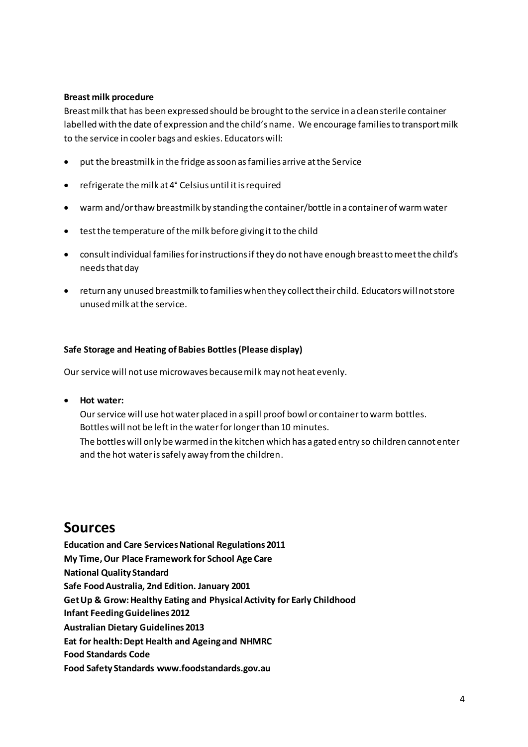**Breast milk procedure**

Breast milk that has been expressed should be brought to the service in a clean sterile container labelled with the date of expression and the child's name. We encourage families to transport milk to the service in cooler bags and eskies. Educators will:

- put the breastmilk in the fridge as soon as families arrive at the Service
- refrigerate the milk at 4° Celsius until it is required
- warm and/or thaw breastmilk by standing the container/bottle in a container of warm water
- test the temperature of the milk before giving it to the child
- consult individual families for instructions if they do not have enough breast to meet the child's needs that day
- return any unused breastmilk to families when they collect their child. Educators will not store unused milk at the service.

**Safe Storage and Heating of Babies Bottles (Please display)**

Our service will not use microwaves because milk may not heat evenly.

- **Hot water:**

  Our service will use hot water placed in a spill proof bowl or container to warm bottles. Bottles will not be left in the water for longer than 10 minutes.

  The bottles will only be warmed in the kitchen which has a gated entry so children cannot enter and the hot water is safely away from the children.

# Sources

**Education and Care Services National Regulations 2011**
**My Time, Our Place Framework for School Age Care**
**National Quality Standard**
**Safe Food Australia, 2nd Edition. January 2001**
**Get Up & Grow: Healthy Eating and Physical Activity for Early Childhood**
**Infant Feeding Guidelines 2012**
**Australian Dietary Guidelines 2013**
**Eat for health: Dept Health and Ageing and NHMRC**
**Food Standards Code**
**Food Safety Standards www.foodstandards.gov.au**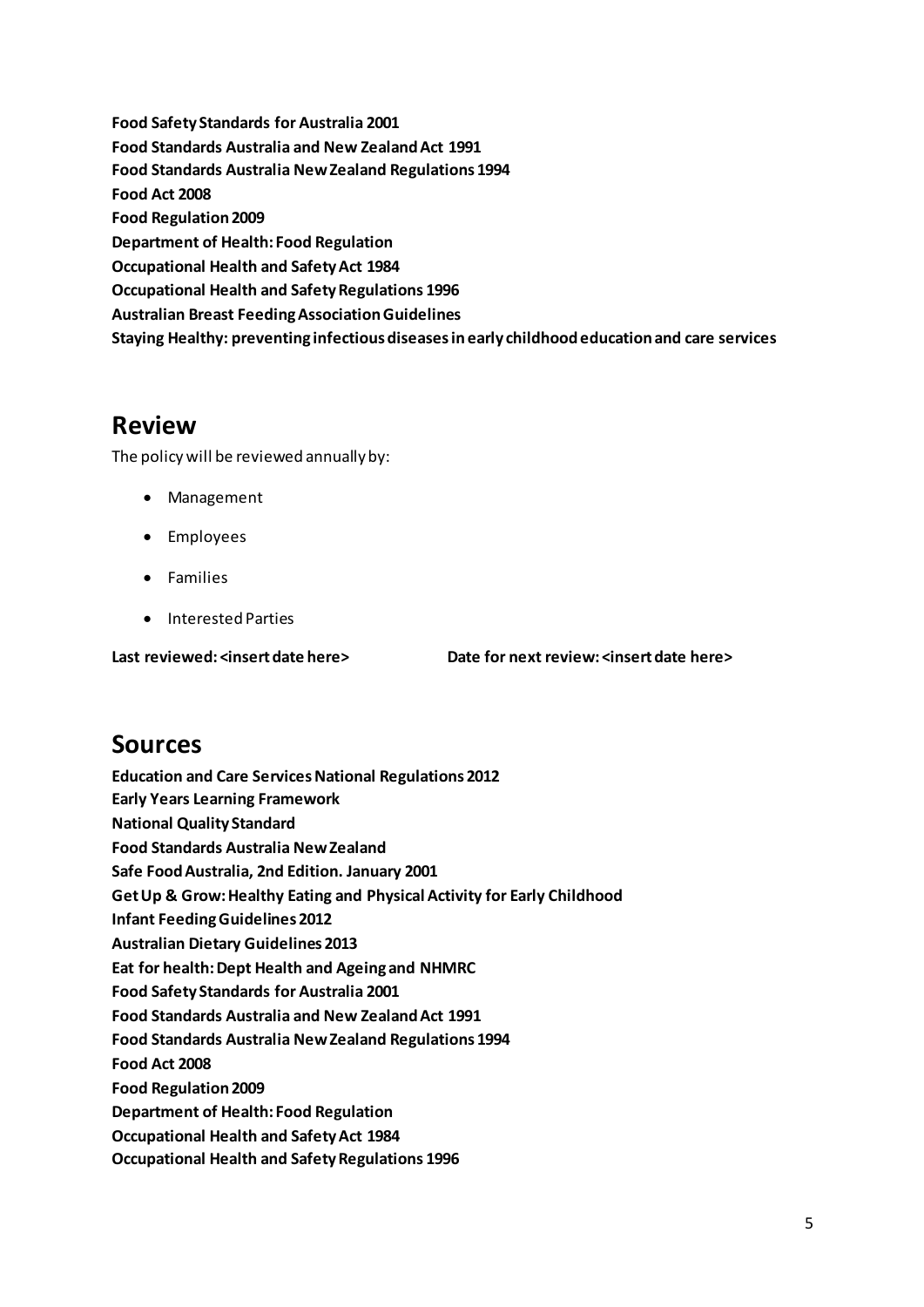**Food Safety Standards for Australia 2001**
**Food Standards Australia and New Zealand Act 1991**
**Food Standards Australia New Zealand Regulations 1994**
**Food Act 2008**
**Food Regulation 2009**
**Department of Health: Food Regulation**
**Occupational Health and Safety Act 1984**
**Occupational Health and Safety Regulations 1996**
**Australian Breast Feeding Association Guidelines**
**Staying Healthy: preventing infectious diseases in early childhood education and care services**

## Review

The policy will be reviewed annually by:

- Management
- Employees
- Families
- Interested Parties

**Last reviewed: <insert date here>** **Date for next review: <insert date here>**

## Sources

**Education and Care Services National Regulations 2012**
**Early Years Learning Framework**
**National Quality Standard**
**Food Standards Australia New Zealand**
**Safe Food Australia, 2nd Edition. January 2001**
**Get Up & Grow: Healthy Eating and Physical Activity for Early Childhood**
**Infant Feeding Guidelines 2012**
**Australian Dietary Guidelines 2013**
**Eat for health: Dept Health and Ageing and NHMRC**
**Food Safety Standards for Australia 2001**
**Food Standards Australia and New Zealand Act 1991**
**Food Standards Australia New Zealand Regulations 1994**
**Food Act 2008**
**Food Regulation 2009**
**Department of Health: Food Regulation**
**Occupational Health and Safety Act 1984**
**Occupational Health and Safety Regulations 1996**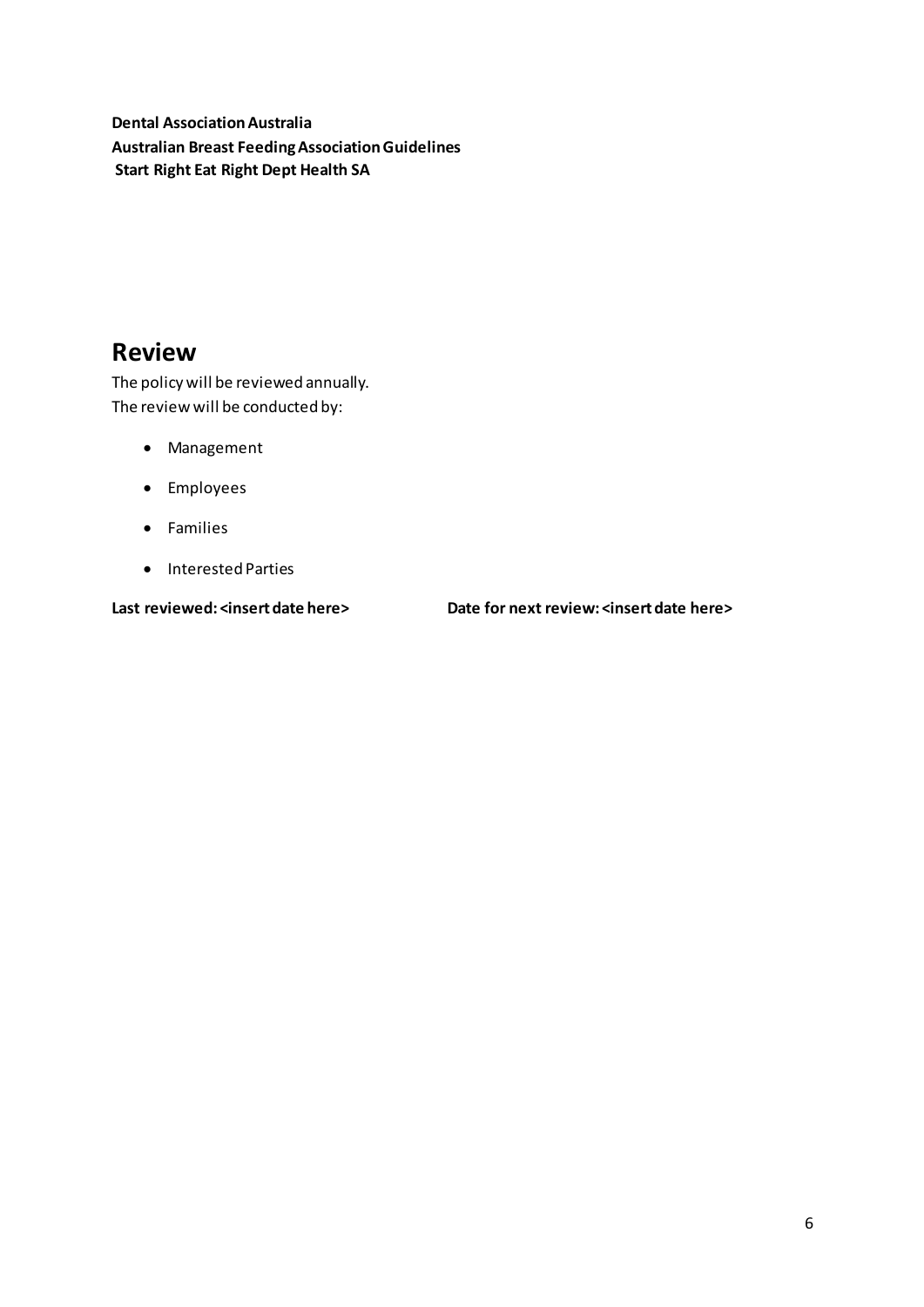**Dental Association Australia**
**Australian Breast Feeding Association Guidelines**
**Start Right Eat Right Dept Health SA**

## Review

The policy will be reviewed annually.
The review will be conducted by:

- Management
- Employees
- Families
- Interested Parties

**Last reviewed: <insert date here>** **Date for next review: <insert date here>**